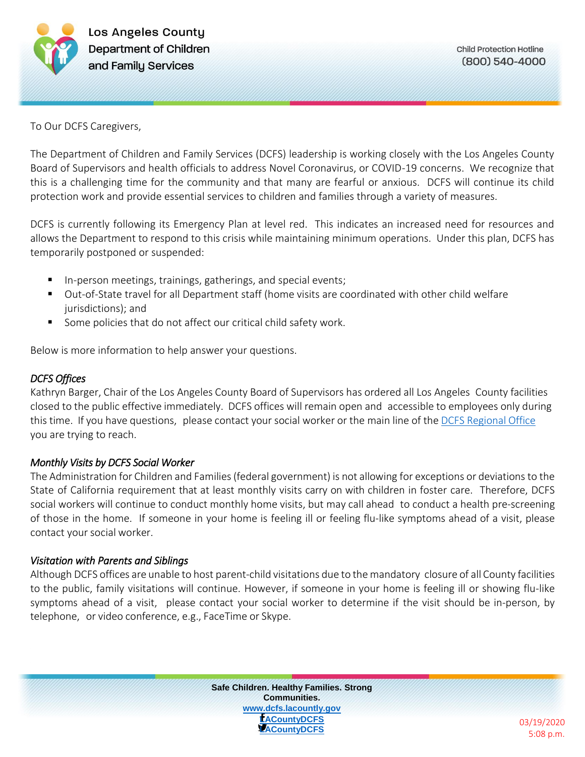**Los Angeles County Department of Children and Family Services**

Child Protection Hotline
(800) 540-4000

To Our DCFS Caregivers,

The Department of Children and Family Services (DCFS) leadership is working closely with the Los Angeles County Board of Supervisors and health officials to address Novel Coronavirus, or COVID-19 concerns. We recognize that this is a challenging time for the community and that many are fearful or anxious. DCFS will continue its child protection work and provide essential services to children and families through a variety of measures.

DCFS is currently following its Emergency Plan at level red. This indicates an increased need for resources and allows the Department to respond to this crisis while maintaining minimum operations. Under this plan, DCFS has temporarily postponed or suspended:

- In-person meetings, trainings, gatherings, and special events;
- Out-of-State travel for all Department staff (home visits are coordinated with other child welfare jurisdictions); and
- Some policies that do not affect our critical child safety work.

Below is more information to help answer your questions.

### *DCFS Offices*

Kathryn Barger, Chair of the Los Angeles County Board of Supervisors has ordered all Los Angeles County facilities closed to the public effective immediately. DCFS offices will remain open and accessible to employees only during this time. If you have questions, please contact your social worker or the main line of the DCFS Regional Office you are trying to reach.

### *Monthly Visits by DCFS Social Worker*

The Administration for Children and Families (federal government) is not allowing for exceptions or deviations to the State of California requirement that at least monthly visits carry on with children in foster care. Therefore, DCFS social workers will continue to conduct monthly home visits, but may call ahead to conduct a health pre-screening of those in the home. If someone in your home is feeling ill or feeling flu-like symptoms ahead of a visit, please contact your social worker.

### *Visitation with Parents and Siblings*

Although DCFS offices are unable to host parent-child visitations due to the mandatory closure of all County facilities to the public, family visitations will continue. However, if someone in your home is feeling ill or showing flu-like symptoms ahead of a visit, please contact your social worker to determine if the visit should be in-person, by telephone, or video conference, e.g., FaceTime or Skype.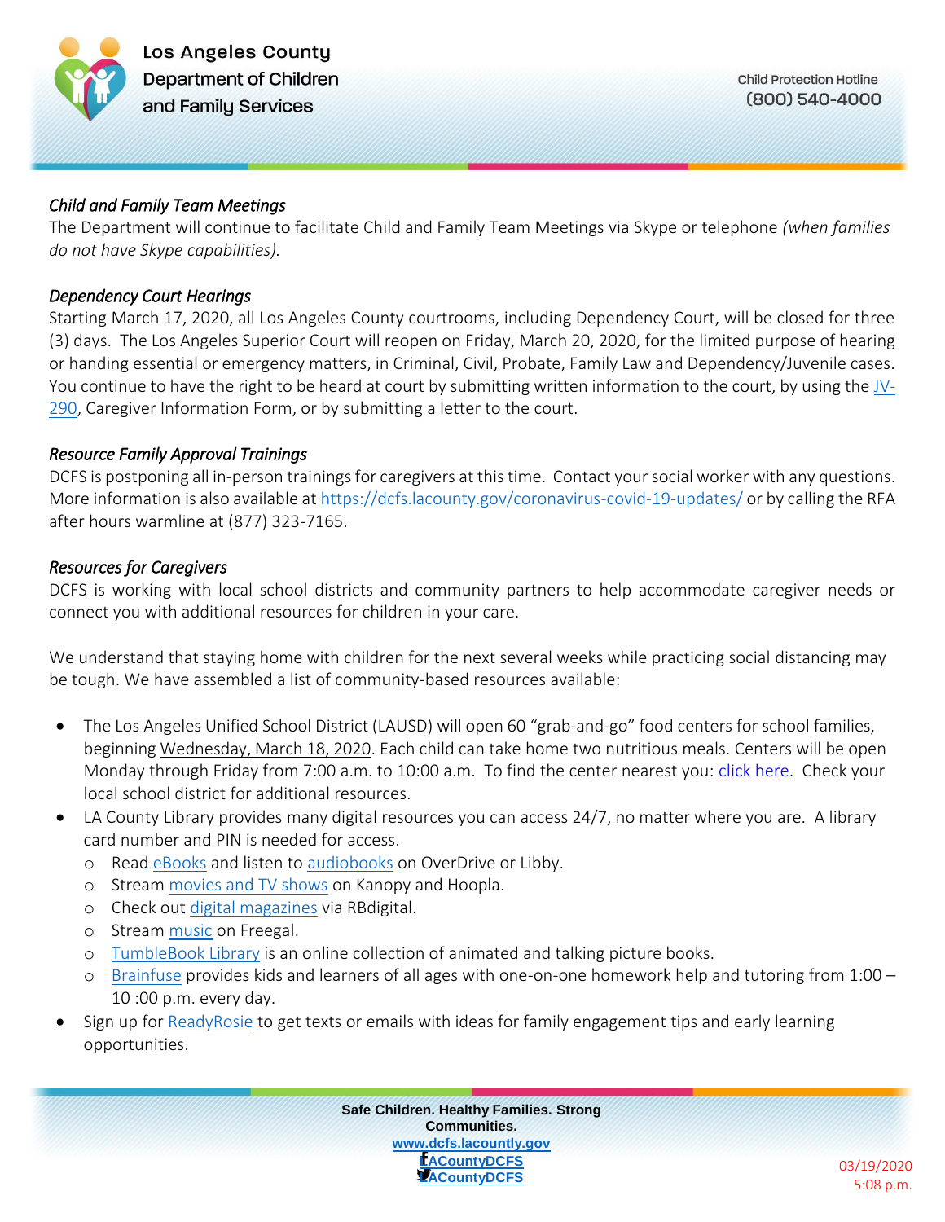*Child and Family Team Meetings*

The Department will continue to facilitate Child and Family Team Meetings via Skype or telephone *(when families do not have Skype capabilities).*

*Dependency Court Hearings*

Starting March 17, 2020, all Los Angeles County courtrooms, including Dependency Court, will be closed for three (3) days. The Los Angeles Superior Court will reopen on Friday, March 20, 2020, for the limited purpose of hearing or handing essential or emergency matters, in Criminal, Civil, Probate, Family Law and Dependency/Juvenile cases. You continue to have the right to be heard at court by submitting written information to the court, by using the JV-290, Caregiver Information Form, or by submitting a letter to the court.

*Resource Family Approval Trainings*

DCFS is postponing all in-person trainings for caregivers at this time. Contact your social worker with any questions. More information is also available at https://dcfs.lacounty.gov/coronavirus-covid-19-updates/ or by calling the RFA after hours warmline at (877) 323-7165.

*Resources for Caregivers*

DCFS is working with local school districts and community partners to help accommodate caregiver needs or connect you with additional resources for children in your care.

We understand that staying home with children for the next several weeks while practicing social distancing may be tough. We have assembled a list of community-based resources available:

- The Los Angeles Unified School District (LAUSD) will open 60 "grab-and-go" food centers for school families, beginning Wednesday, March 18, 2020. Each child can take home two nutritious meals. Centers will be open Monday through Friday from 7:00 a.m. to 10:00 a.m. To find the center nearest you: click here. Check your local school district for additional resources.
- LA County Library provides many digital resources you can access 24/7, no matter where you are. A library card number and PIN is needed for access.
  - Read eBooks and listen to audiobooks on OverDrive or Libby.
  - Stream movies and TV shows on Kanopy and Hoopla.
  - Check out digital magazines via RBdigital.
  - Stream music on Freegal.
  - TumbleBook Library is an online collection of animated and talking picture books.
  - Brainfuse provides kids and learners of all ages with one-on-one homework help and tutoring from 1:00 – 10 :00 p.m. every day.
- Sign up for ReadyRosie to get texts or emails with ideas for family engagement tips and early learning opportunities.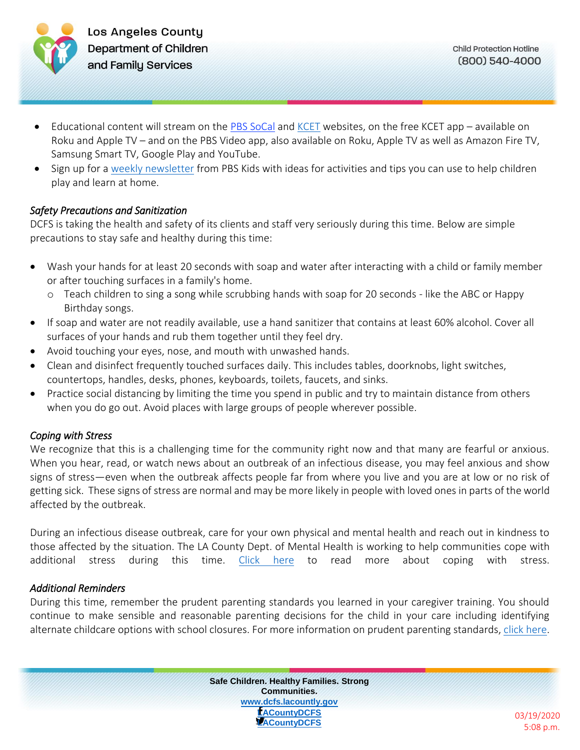- Educational content will stream on the PBS SoCal and KCET websites, on the free KCET app – available on Roku and Apple TV – and on the PBS Video app, also available on Roku, Apple TV as well as Amazon Fire TV, Samsung Smart TV, Google Play and YouTube.
- Sign up for a weekly newsletter from PBS Kids with ideas for activities and tips you can use to help children play and learn at home.

*Safety Precautions and Sanitization*

DCFS is taking the health and safety of its clients and staff very seriously during this time. Below are simple precautions to stay safe and healthy during this time:

- Wash your hands for at least 20 seconds with soap and water after interacting with a child or family member or after touching surfaces in a family's home.
  - Teach children to sing a song while scrubbing hands with soap for 20 seconds - like the ABC or Happy Birthday songs.
- If soap and water are not readily available, use a hand sanitizer that contains at least 60% alcohol. Cover all surfaces of your hands and rub them together until they feel dry.
- Avoid touching your eyes, nose, and mouth with unwashed hands.
- Clean and disinfect frequently touched surfaces daily. This includes tables, doorknobs, light switches, countertops, handles, desks, phones, keyboards, toilets, faucets, and sinks.
- Practice social distancing by limiting the time you spend in public and try to maintain distance from others when you do go out. Avoid places with large groups of people wherever possible.

*Coping with Stress*

We recognize that this is a challenging time for the community right now and that many are fearful or anxious. When you hear, read, or watch news about an outbreak of an infectious disease, you may feel anxious and show signs of stress—even when the outbreak affects people far from where you live and you are at low or no risk of getting sick. These signs of stress are normal and may be more likely in people with loved ones in parts of the world affected by the outbreak.

During an infectious disease outbreak, care for your own physical and mental health and reach out in kindness to those affected by the situation. The LA County Dept. of Mental Health is working to help communities cope with additional stress during this time. Click here to read more about coping with stress.

*Additional Reminders*

During this time, remember the prudent parenting standards you learned in your caregiver training. You should continue to make sensible and reasonable parenting decisions for the child in your care including identifying alternate childcare options with school closures. For more information on prudent parenting standards, click here.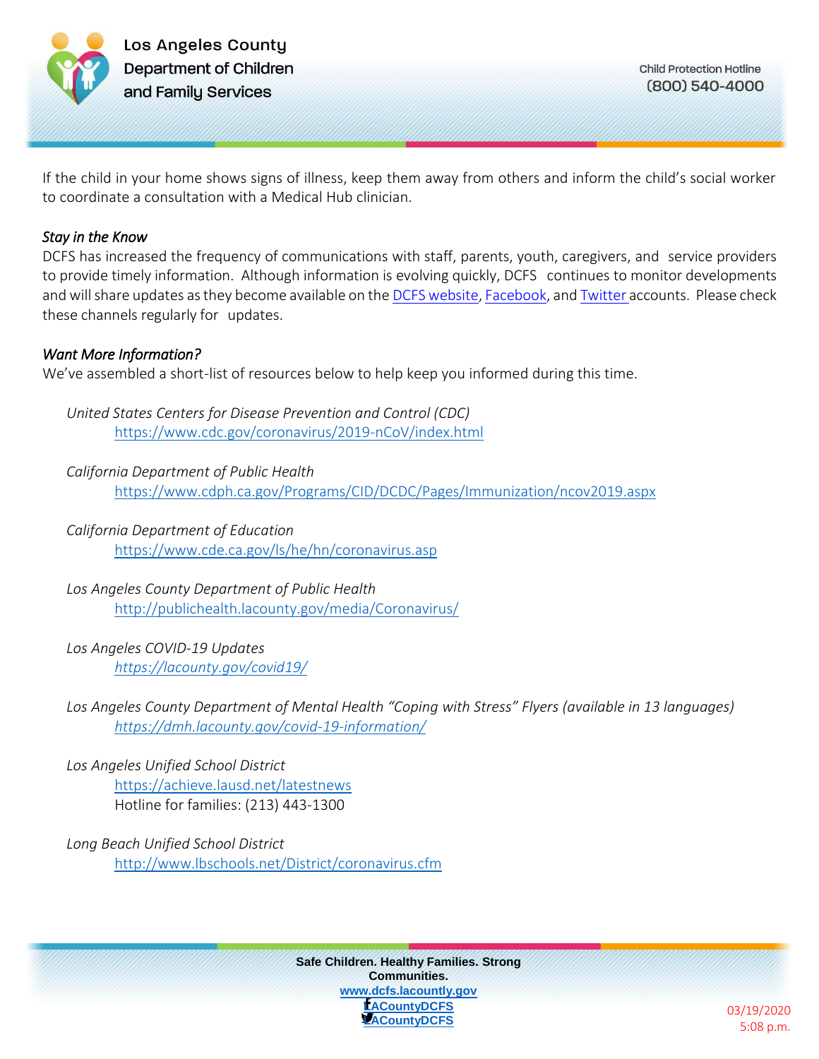If the child in your home shows signs of illness, keep them away from others and inform the child's social worker to coordinate a consultation with a Medical Hub clinician.

*Stay in the Know*

DCFS has increased the frequency of communications with staff, parents, youth, caregivers, and service providers to provide timely information. Although information is evolving quickly, DCFS continues to monitor developments and will share updates as they become available on the DCFS website, Facebook, and Twitter accounts. Please check these channels regularly for updates.

*Want More Information?*

We've assembled a short-list of resources below to help keep you informed during this time.

*United States Centers for Disease Prevention and Control (CDC)*
https://www.cdc.gov/coronavirus/2019-nCoV/index.html

*California Department of Public Health*
https://www.cdph.ca.gov/Programs/CID/DCDC/Pages/Immunization/ncov2019.aspx

*California Department of Education*
https://www.cde.ca.gov/ls/he/hn/coronavirus.asp

*Los Angeles County Department of Public Health*
http://publichealth.lacounty.gov/media/Coronavirus/

*Los Angeles COVID-19 Updates*
*https://lacounty.gov/covid19/*

*Los Angeles County Department of Mental Health "Coping with Stress" Flyers (available in 13 languages)*
*https://dmh.lacounty.gov/covid-19-information/*

*Los Angeles Unified School District*
https://achieve.lausd.net/latestnews
Hotline for families: (213) 443-1300

*Long Beach Unified School District*
http://www.lbschools.net/District/coronavirus.cfm